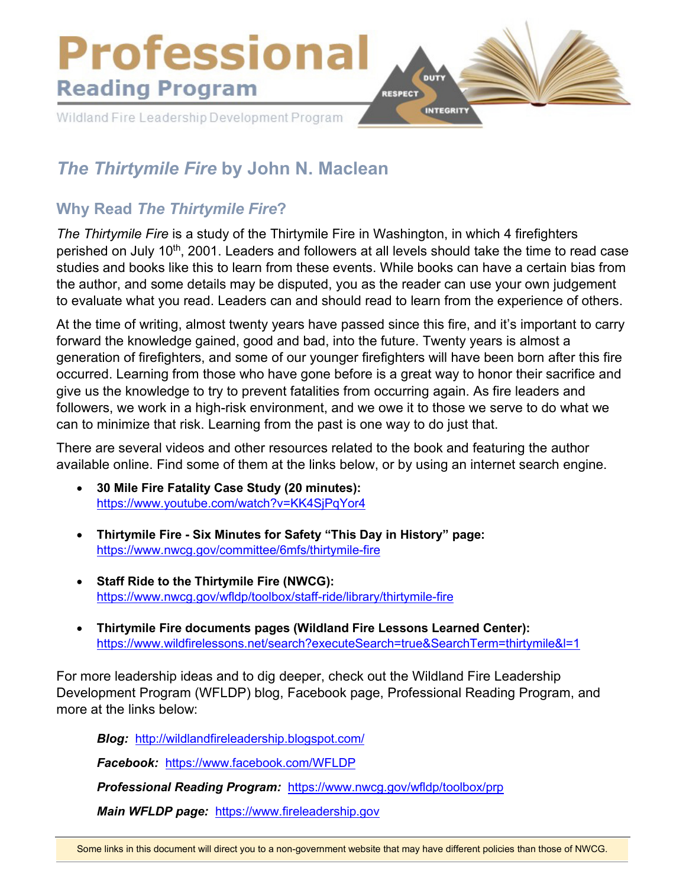# Professional

## Reading Program

Wildland Fire Leadership Development Program

# *The Thirtymile Fire* by John N. Maclean

## Why Read *The Thirtymile Fire*?

*The Thirtymile Fire* is a study of the Thirtymile Fire in Washington, in which 4 firefighters perished on July 10th, 2001. Leaders and followers at all levels should take the time to read case studies and books like this to learn from these events. While books can have a certain bias from the author, and some details may be disputed, you as the reader can use your own judgement to evaluate what you read. Leaders can and should read to learn from the experience of others.

At the time of writing, almost twenty years have passed since this fire, and it's important to carry forward the knowledge gained, good and bad, into the future. Twenty years is almost a generation of firefighters, and some of our younger firefighters will have been born after this fire occurred. Learning from those who have gone before is a great way to honor their sacrifice and give us the knowledge to try to prevent fatalities from occurring again. As fire leaders and followers, we work in a high-risk environment, and we owe it to those we serve to do what we can to minimize that risk. Learning from the past is one way to do just that.

There are several videos and other resources related to the book and featuring the author available online. Find some of them at the links below, or by using an internet search engine.

- **30 Mile Fire Fatality Case Study (20 minutes):** https://www.youtube.com/watch?v=KK4SjPqYor4
- **Thirtymile Fire - Six Minutes for Safety "This Day in History" page:** https://www.nwcg.gov/committee/6mfs/thirtymile-fire
- **Staff Ride to the Thirtymile Fire (NWCG):** https://www.nwcg.gov/wfldp/toolbox/staff-ride/library/thirtymile-fire
- **Thirtymile Fire documents pages (Wildland Fire Lessons Learned Center):** https://www.wildfirelessons.net/search?executeSearch=true&SearchTerm=thirtymile&l=1

For more leadership ideas and to dig deeper, check out the Wildland Fire Leadership Development Program (WFLDP) blog, Facebook page, Professional Reading Program, and more at the links below:

***Blog:*** http://wildlandfireleadership.blogspot.com/

***Facebook:*** https://www.facebook.com/WFLDP

***Professional Reading Program:*** https://www.nwcg.gov/wfldp/toolbox/prp

***Main WFLDP page:*** https://www.fireleadership.gov

Some links in this document will direct you to a non-government website that may have different policies than those of NWCG.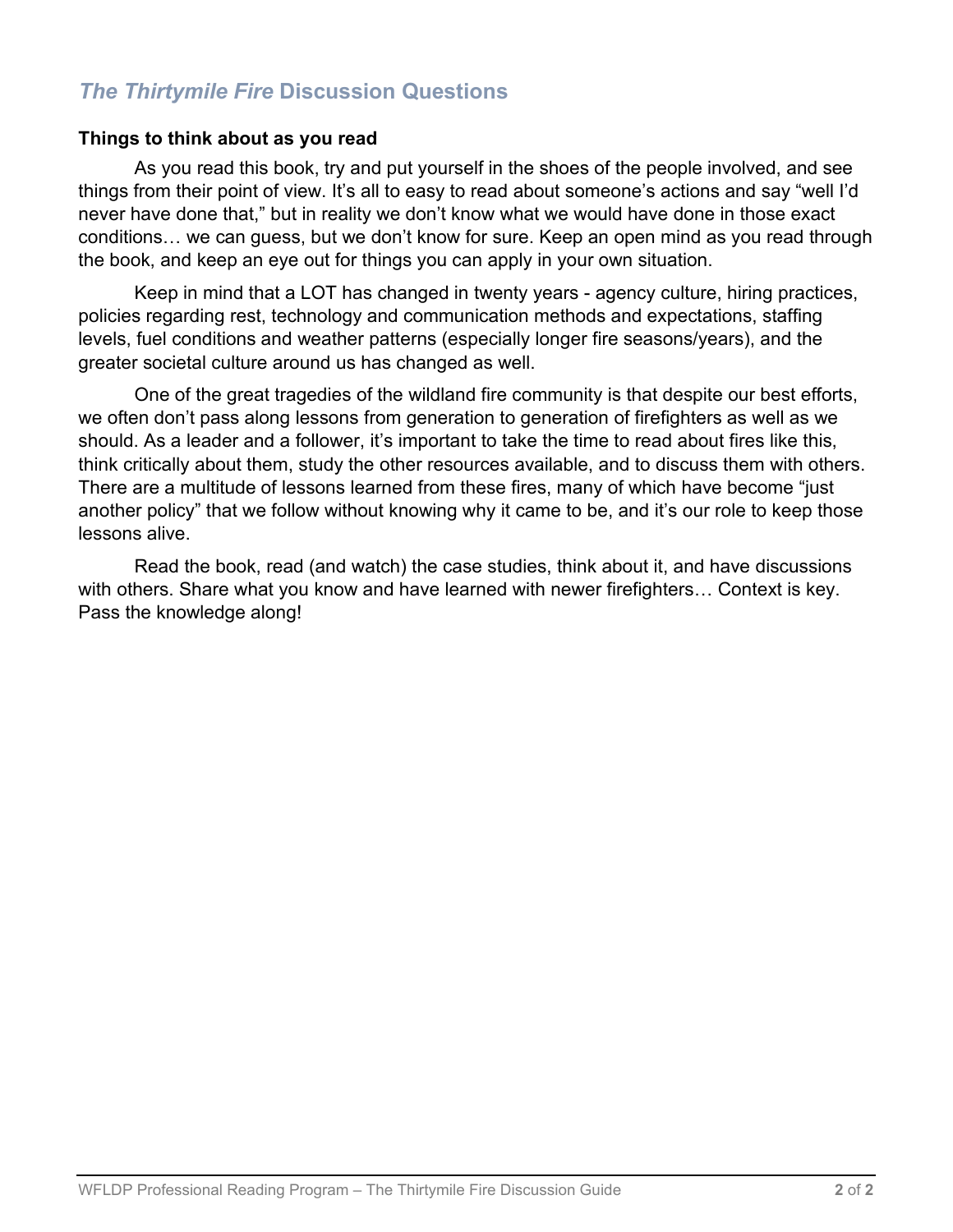## *The Thirtymile Fire* Discussion Questions

**Things to think about as you read**

As you read this book, try and put yourself in the shoes of the people involved, and see things from their point of view. It's all to easy to read about someone's actions and say "well I'd never have done that," but in reality we don't know what we would have done in those exact conditions… we can guess, but we don't know for sure. Keep an open mind as you read through the book, and keep an eye out for things you can apply in your own situation.

Keep in mind that a LOT has changed in twenty years - agency culture, hiring practices, policies regarding rest, technology and communication methods and expectations, staffing levels, fuel conditions and weather patterns (especially longer fire seasons/years), and the greater societal culture around us has changed as well.

One of the great tragedies of the wildland fire community is that despite our best efforts, we often don't pass along lessons from generation to generation of firefighters as well as we should. As a leader and a follower, it's important to take the time to read about fires like this, think critically about them, study the other resources available, and to discuss them with others. There are a multitude of lessons learned from these fires, many of which have become "just another policy" that we follow without knowing why it came to be, and it's our role to keep those lessons alive.

Read the book, read (and watch) the case studies, think about it, and have discussions with others. Share what you know and have learned with newer firefighters… Context is key. Pass the knowledge along!